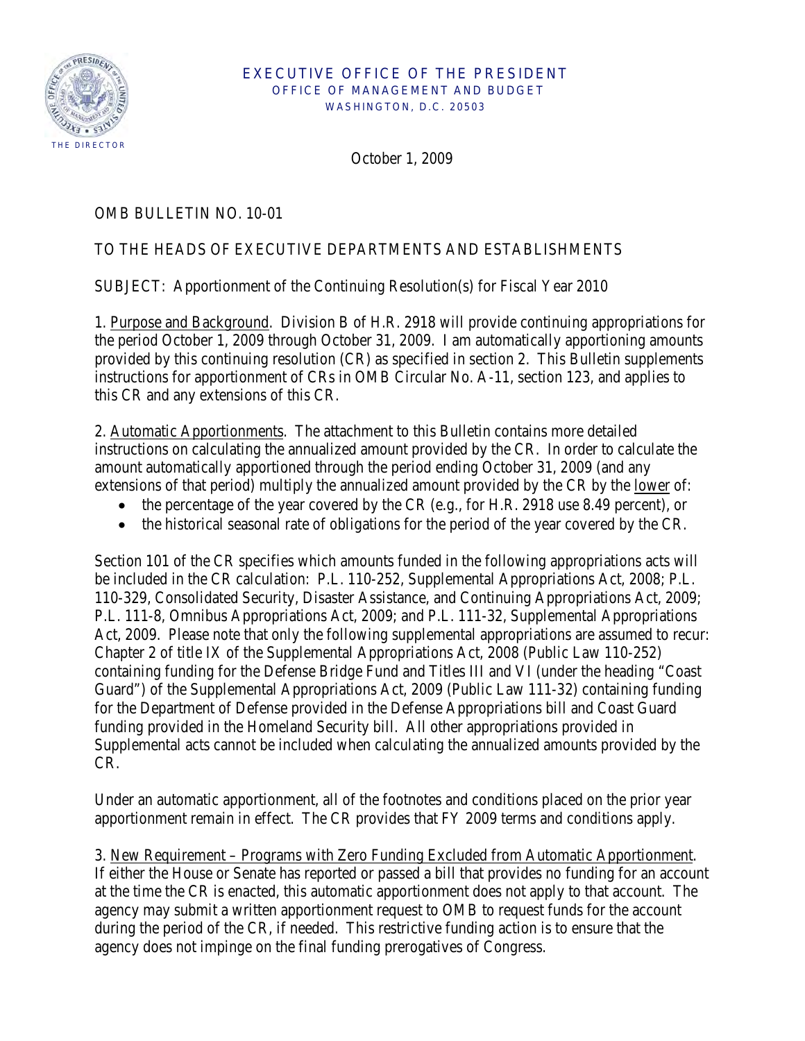EXECUTIVE OFFICE OF THE PRESIDENT
OFFICE OF MANAGEMENT AND BUDGET
WASHINGTON, D.C. 20503

THE DIRECTOR

October 1, 2009

OMB BULLETIN NO. 10-01

TO THE HEADS OF EXECUTIVE DEPARTMENTS AND ESTABLISHMENTS

SUBJECT: Apportionment of the Continuing Resolution(s) for Fiscal Year 2010

1. Purpose and Background. Division B of H.R. 2918 will provide continuing appropriations for the period October 1, 2009 through October 31, 2009. I am automatically apportioning amounts provided by this continuing resolution (CR) as specified in section 2. This Bulletin supplements instructions for apportionment of CRs in OMB Circular No. A-11, section 123, and applies to this CR and any extensions of this CR.

2. Automatic Apportionments. The attachment to this Bulletin contains more detailed instructions on calculating the annualized amount provided by the CR. In order to calculate the amount automatically apportioned through the period ending October 31, 2009 (and any extensions of that period) multiply the annualized amount provided by the CR by the lower of:

- the percentage of the year covered by the CR (e.g., for H.R. 2918 use 8.49 percent), or
- the historical seasonal rate of obligations for the period of the year covered by the CR.

Section 101 of the CR specifies which amounts funded in the following appropriations acts will be included in the CR calculation: P.L. 110-252, Supplemental Appropriations Act, 2008; P.L. 110-329, Consolidated Security, Disaster Assistance, and Continuing Appropriations Act, 2009; P.L. 111-8, Omnibus Appropriations Act, 2009; and P.L. 111-32, Supplemental Appropriations Act, 2009. Please note that only the following supplemental appropriations are assumed to recur: Chapter 2 of title IX of the Supplemental Appropriations Act, 2008 (Public Law 110-252) containing funding for the Defense Bridge Fund and Titles III and VI (under the heading "Coast Guard") of the Supplemental Appropriations Act, 2009 (Public Law 111-32) containing funding for the Department of Defense provided in the Defense Appropriations bill and Coast Guard funding provided in the Homeland Security bill. All other appropriations provided in Supplemental acts cannot be included when calculating the annualized amounts provided by the CR.

Under an automatic apportionment, all of the footnotes and conditions placed on the prior year apportionment remain in effect. The CR provides that FY 2009 terms and conditions apply.

3. New Requirement – Programs with Zero Funding Excluded from Automatic Apportionment. If either the House or Senate has reported or passed a bill that provides no funding for an account at the time the CR is enacted, this automatic apportionment does not apply to that account. The agency may submit a written apportionment request to OMB to request funds for the account during the period of the CR, if needed. This restrictive funding action is to ensure that the agency does not impinge on the final funding prerogatives of Congress.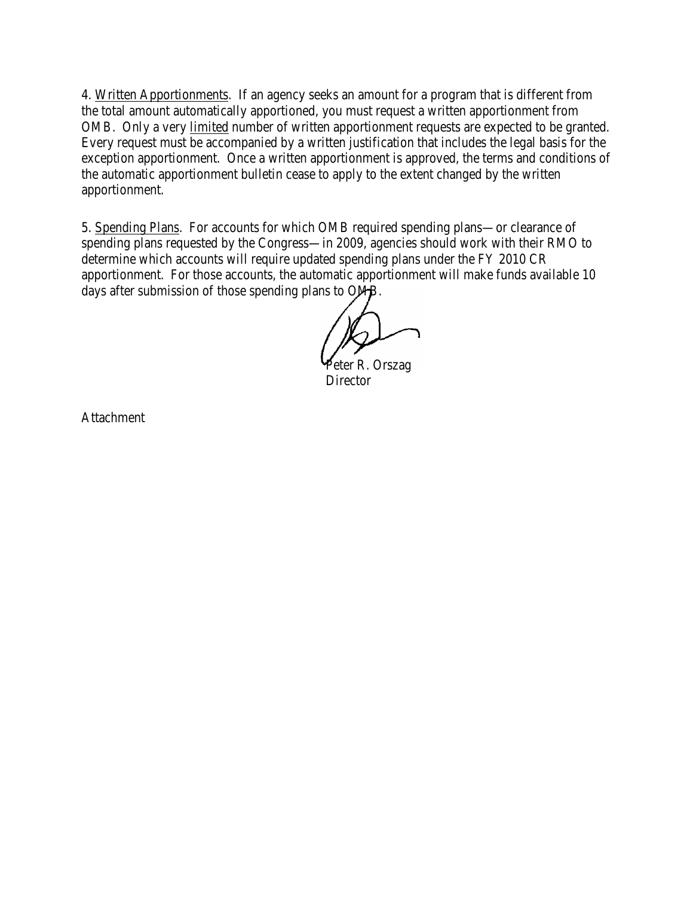4. <u>Written Apportionments</u>. If an agency seeks an amount for a program that is different from the total amount automatically apportioned, you must request a written apportionment from OMB. Only a very <u>limited</u> number of written apportionment requests are expected to be granted. Every request must be accompanied by a written justification that includes the legal basis for the exception apportionment. Once a written apportionment is approved, the terms and conditions of the automatic apportionment bulletin cease to apply to the extent changed by the written apportionment.

5. <u>Spending Plans</u>. For accounts for which OMB required spending plans—or clearance of spending plans requested by the Congress—in 2009, agencies should work with their RMO to determine which accounts will require updated spending plans under the FY 2010 CR apportionment. For those accounts, the automatic apportionment will make funds available 10 days after submission of those spending plans to OMB.

Peter R. Orszag
Director

Attachment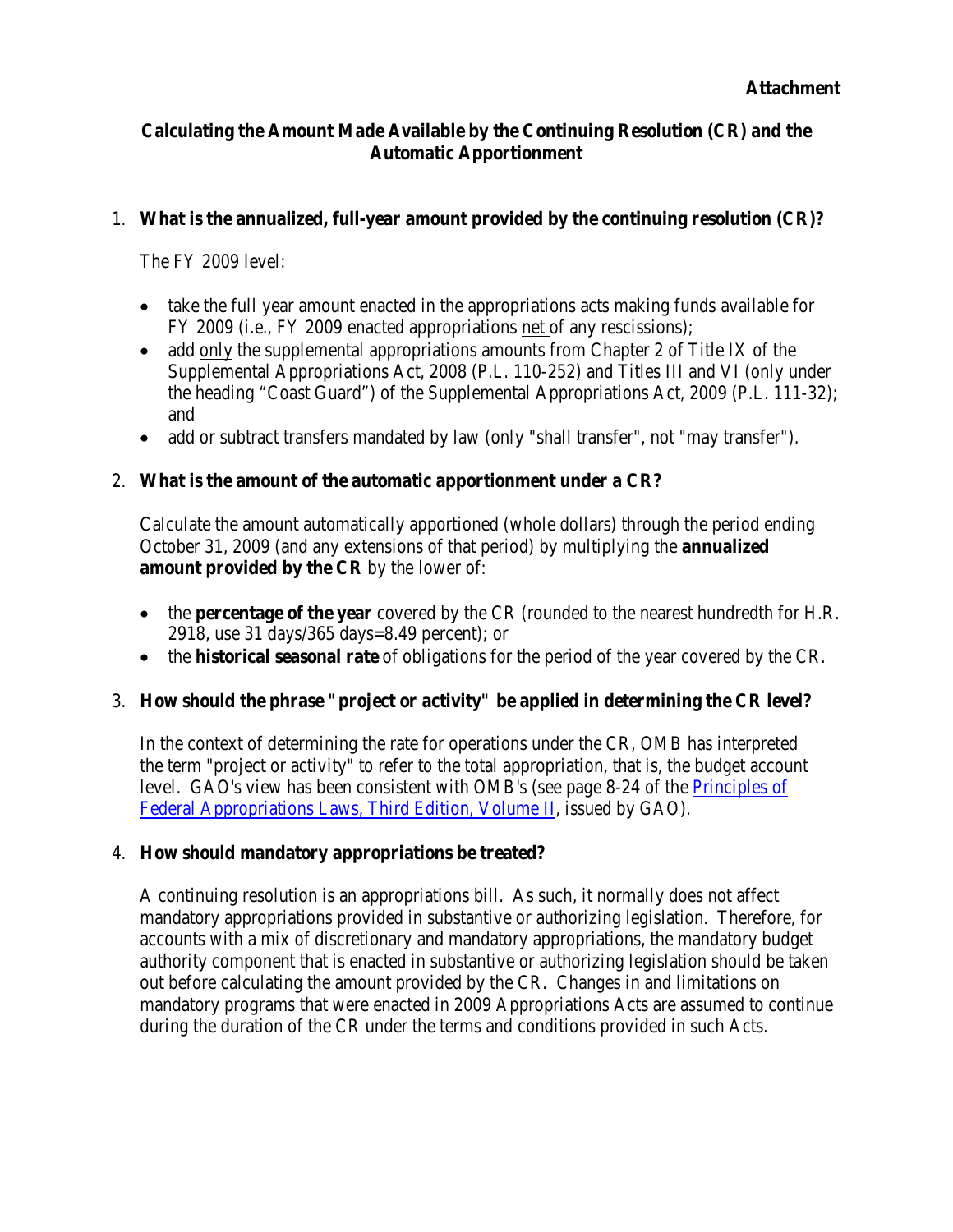**Attachment**

## Calculating the Amount Made Available by the Continuing Resolution (CR) and the Automatic Apportionment

1. **What is the annualized, full-year amount provided by the continuing resolution (CR)?**

   The FY 2009 level:

   - take the full year amount enacted in the appropriations acts making funds available for FY 2009 (i.e., FY 2009 enacted appropriations net of any rescissions);
   - add only the supplemental appropriations amounts from Chapter 2 of Title IX of the Supplemental Appropriations Act, 2008 (P.L. 110-252) and Titles III and VI (only under the heading "Coast Guard") of the Supplemental Appropriations Act, 2009 (P.L. 111-32); and
   - add or subtract transfers mandated by law (only "shall transfer", not "may transfer").

2. **What is the amount of the automatic apportionment under a CR?**

   Calculate the amount automatically apportioned (whole dollars) through the period ending October 31, 2009 (and any extensions of that period) by multiplying the **annualized amount provided by the CR** by the lower of:

   - the **percentage of the year** covered by the CR (rounded to the nearest hundredth for H.R. 2918, use 31 days/365 days=8.49 percent); or
   - the **historical seasonal rate** of obligations for the period of the year covered by the CR.

3. **How should the phrase "project or activity" be applied in determining the CR level?**

   In the context of determining the rate for operations under the CR, OMB has interpreted the term "project or activity" to refer to the total appropriation, that is, the budget account level. GAO's view has been consistent with OMB's (see page 8-24 of the [Principles of Federal Appropriations Laws, Third Edition, Volume II](), issued by GAO).

4. **How should mandatory appropriations be treated?**

   A continuing resolution is an appropriations bill. As such, it normally does not affect mandatory appropriations provided in substantive or authorizing legislation. Therefore, for accounts with a mix of discretionary and mandatory appropriations, the mandatory budget authority component that is enacted in substantive or authorizing legislation should be taken out before calculating the amount provided by the CR. Changes in and limitations on mandatory programs that were enacted in 2009 Appropriations Acts are assumed to continue during the duration of the CR under the terms and conditions provided in such Acts.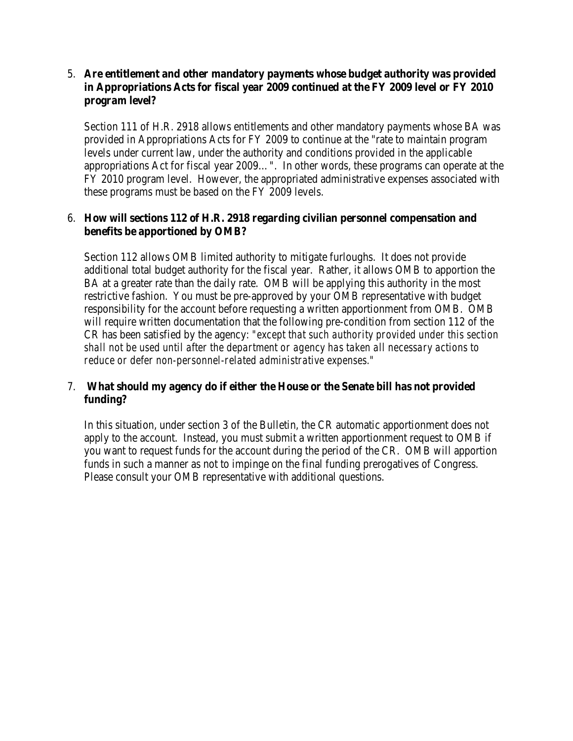5. **Are entitlement and other mandatory payments whose budget authority was provided in Appropriations Acts for fiscal year 2009 continued at the FY 2009 level or FY 2010 program level?**

   Section 111 of H.R. 2918 allows entitlements and other mandatory payments whose BA was provided in Appropriations Acts for FY 2009 to continue at the "rate to maintain program levels under current law, under the authority and conditions provided in the applicable appropriations Act for fiscal year 2009…". In other words, these programs can operate at the FY 2010 program level. However, the appropriated administrative expenses associated with these programs must be based on the FY 2009 levels.

6. **How will sections 112 of H.R. 2918 regarding civilian personnel compensation and benefits be apportioned by OMB?**

   Section 112 allows OMB limited authority to mitigate furloughs. It does not provide additional total budget authority for the fiscal year. Rather, it allows OMB to apportion the BA at a greater rate than the daily rate. OMB will be applying this authority in the most restrictive fashion. You must be pre-approved by your OMB representative with budget responsibility for the account before requesting a written apportionment from OMB. OMB will require written documentation that the following pre-condition from section 112 of the CR has been satisfied by the agency: "*except that such authority provided under this section shall not be used until after the department or agency has taken all necessary actions to reduce or defer non-personnel-related administrative* expenses."

7. **What should my agency do if either the House or the Senate bill has not provided funding?**

   In this situation, under section 3 of the Bulletin, the CR automatic apportionment does not apply to the account. Instead, you must submit a written apportionment request to OMB if you want to request funds for the account during the period of the CR. OMB will apportion funds in such a manner as not to impinge on the final funding prerogatives of Congress. Please consult your OMB representative with additional questions.